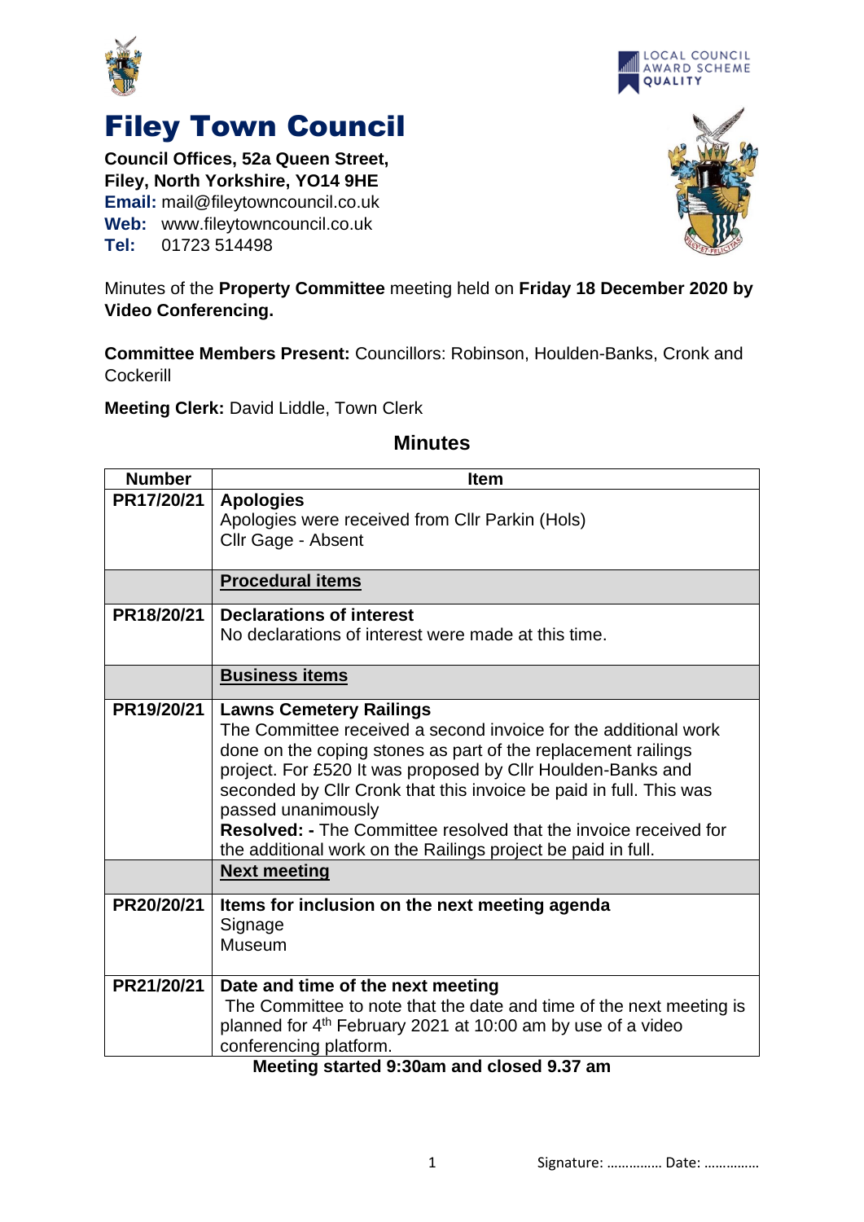# Filey Town Council

**Council Offices, 52a Queen Street,**
**Filey, North Yorkshire, YO14 9HE**
**Email:** mail@fileytowncouncil.co.uk
**Web:** www.fileytowncouncil.co.uk
**Tel:** 01723 514498

LOCAL COUNCIL AWARD SCHEME QUALITY

Minutes of the **Property Committee** meeting held on **Friday 18 December 2020 by Video Conferencing.**

**Committee Members Present:** Councillors: Robinson, Houlden-Banks, Cronk and Cockerill

**Meeting Clerk:** David Liddle, Town Clerk

## Minutes

| Number | Item |
| --- | --- |
| PR17/20/21 | **Apologies**<br>Apologies were received from Cllr Parkin (Hols)<br>Cllr Gage - Absent |
| | **Procedural items** |
| PR18/20/21 | **Declarations of interest**<br>No declarations of interest were made at this time. |
| | **Business items** |
| PR19/20/21 | **Lawns Cemetery Railings**<br>The Committee received a second invoice for the additional work done on the coping stones as part of the replacement railings project. For £520 It was proposed by Cllr Houlden-Banks and seconded by Cllr Cronk that this invoice be paid in full. This was passed unanimously<br>**Resolved: -** The Committee resolved that the invoice received for the additional work on the Railings project be paid in full. |
| | **Next meeting** |
| PR20/20/21 | **Items for inclusion on the next meeting agenda**<br>Signage<br>Museum |
| PR21/20/21 | **Date and time of the next meeting**<br>The Committee to note that the date and time of the next meeting is planned for 4th February 2021 at 10:00 am by use of a video conferencing platform. |

**Meeting started 9:30am and closed 9.37 am**

Signature: …………… Date: ……………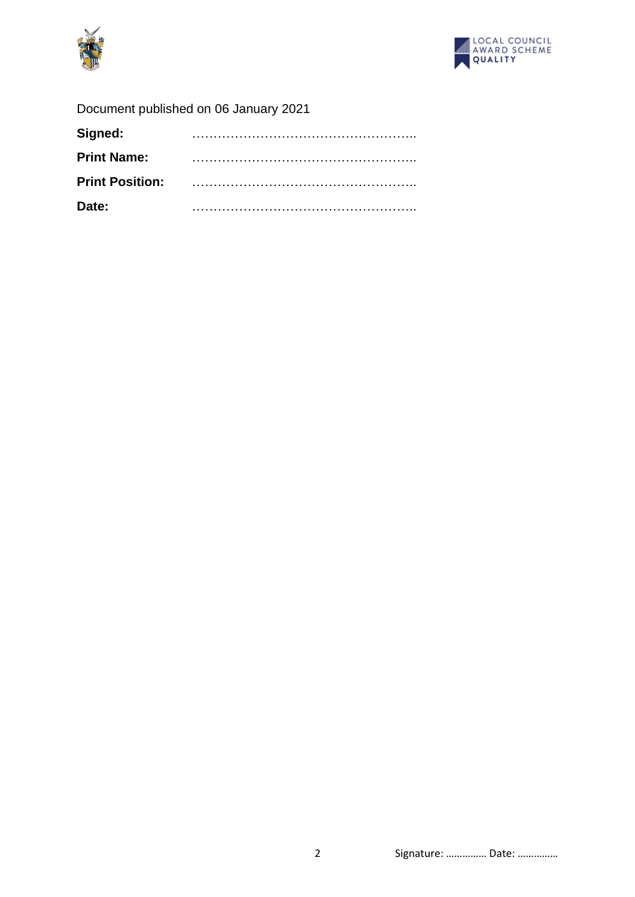Document published on 06 January 2021

**Signed:** ……………………………………………..

**Print Name:** ……………………………………………..

**Print Position:** ……………………………………………..

**Date:** ……………………………………………..